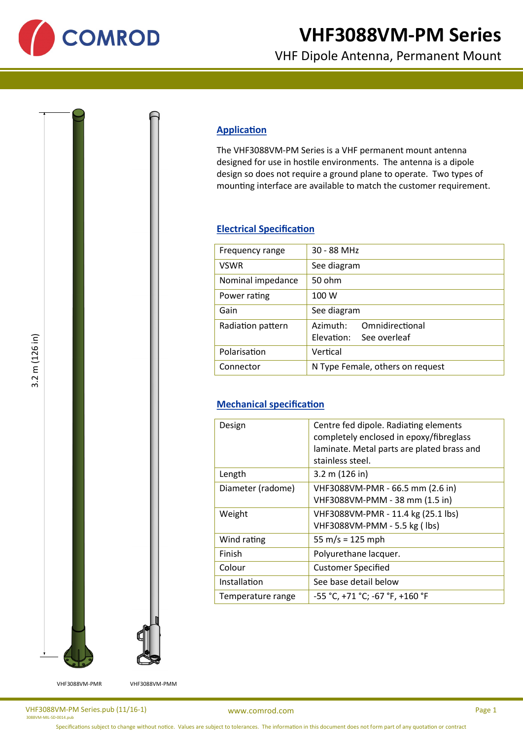# VHF3088VM-PM Series

## VHF Dipole Antenna, Permanent Mount

3.2 m (126 in)

VHF3088VM-PMR

VHF3088VM-PMM

## Application

The VHF3088VM-PM Series is a VHF permanent mount antenna designed for use in hostile environments. The antenna is a dipole design so does not require a ground plane to operate. Two types of mounting interface are available to match the customer requirement.

## Electrical Specification

| | |
|---|---|
| Frequency range | 30 - 88 MHz |
| VSWR | See diagram |
| Nominal impedance | 50 ohm |
| Power rating | 100 W |
| Gain | See diagram |
| Radiation pattern | Azimuth: Omnidirectional<br>Elevation: See overleaf |
| Polarisation | Vertical |
| Connector | N Type Female, others on request |

## Mechanical specification

| | |
|---|---|
| Design | Centre fed dipole. Radiating elements completely enclosed in epoxy/fibreglass laminate. Metal parts are plated brass and stainless steel. |
| Length | 3.2 m (126 in) |
| Diameter (radome) | VHF3088VM-PMR - 66.5 mm (2.6 in)<br>VHF3088VM-PMM - 38 mm (1.5 in) |
| Weight | VHF3088VM-PMR - 11.4 kg (25.1 lbs)<br>VHF3088VM-PMM - 5.5 kg ( lbs) |
| Wind rating | 55 m/s = 125 mph |
| Finish | Polyurethane lacquer. |
| Colour | Customer Specified |
| Installation | See base detail below |
| Temperature range | -55 °C, +71 °C; -67 °F, +160 °F |

VHF3088VM-PM Series.pub (11/16-1)
3088VM-MIL-SD-0014.pub

www.comrod.com

Specifications subject to change without notice. Values are subject to tolerances. The information in this document does not form part of any quotation or contract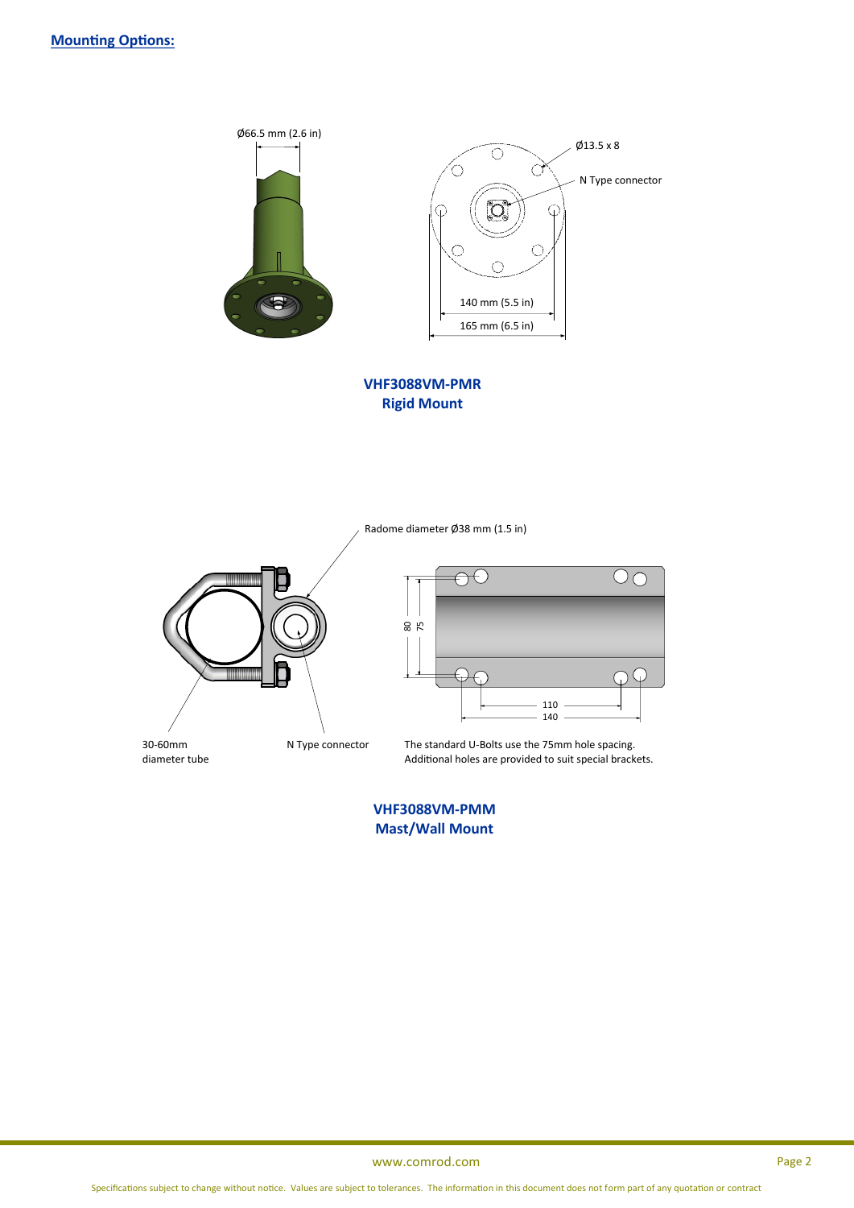## Mounting Options:

Ø66.5 mm (2.6 in)

Ø13.5 x 8

N Type connector

140 mm (5.5 in)

165 mm (6.5 in)

**VHF3088VM-PMR**
**Rigid Mount**

Radome diameter Ø38 mm (1.5 in)

80

75

110

140

30-60mm diameter tube

N Type connector

The standard U-Bolts use the 75mm hole spacing.
Additional holes are provided to suit special brackets.

**VHF3088VM-PMM**
**Mast/Wall Mount**

www.comrod.com

Specifications subject to change without notice. Values are subject to tolerances. The information in this document does not form part of any quotation or contract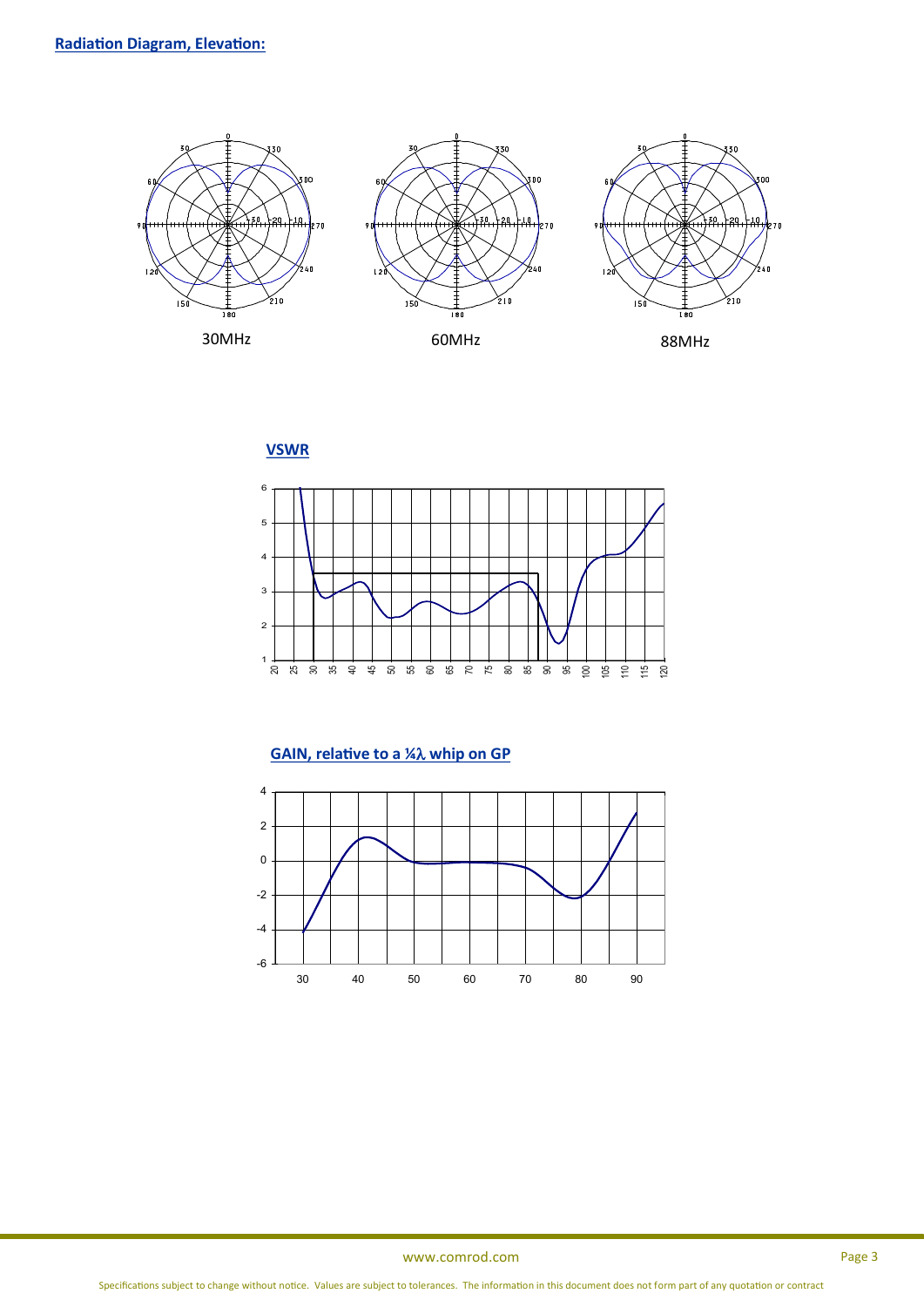## Radiation Diagram, Elevation:

30MHz

60MHz

88MHz

## VSWR

6
5
4
3
2
1

20 25 30 35 40 45 50 55 60 65 70 75 80 85 90 95 100 105 110 115 120

## GAIN, relative to a ¼λ whip on GP

4
2
0
-2
-4
-6

30 40 50 60 70 80 90

www.comrod.com

Specifications subject to change without notice. Values are subject to tolerances. The information in this document does not form part of any quotation or contract